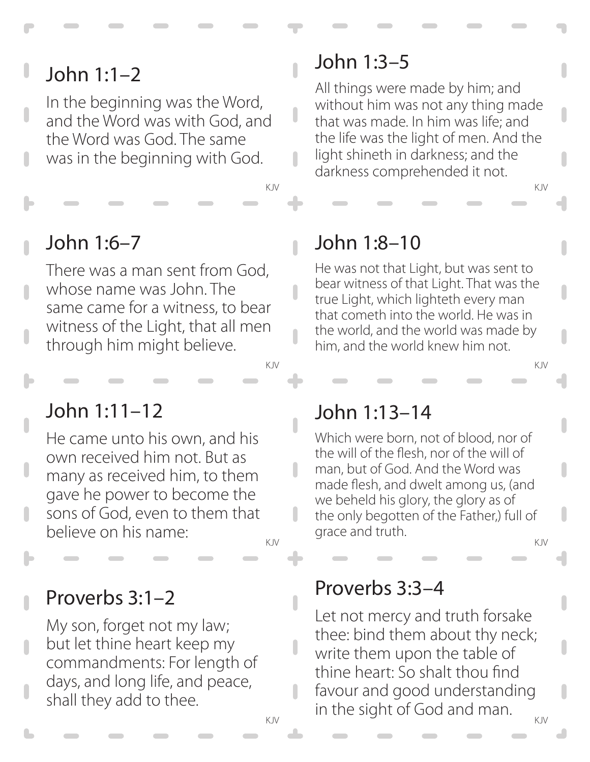## John 1:1–2

In the beginning was the Word, and the Word was with God, and the Word was God. The same was in the beginning with God.

KJV

## John 1:3–5

All things were made by him; and without him was not any thing made that was made. In him was life; and the life was the light of men. And the light shineth in darkness; and the darkness comprehended it not.

KJV

## John 1:6–7

There was a man sent from God, whose name was John. The same came for a witness, to bear witness of the Light, that all men through him might believe.

KJV

## John 1:8–10

He was not that Light, but was sent to bear witness of that Light. That was the true Light, which lighteth every man that cometh into the world. He was in the world, and the world was made by him, and the world knew him not.

KJV

## John 1:11–12

He came unto his own, and his own received him not. But as many as received him, to them gave he power to become the sons of God, even to them that believe on his name:

KJV

## John 1:13–14

Which were born, not of blood, nor of the will of the flesh, nor of the will of man, but of God. And the Word was made flesh, and dwelt among us, (and we beheld his glory, the glory as of the only begotten of the Father,) full of grace and truth.

KJV

## Proverbs 3:1–2

My son, forget not my law; but let thine heart keep my commandments: For length of days, and long life, and peace, shall they add to thee.

KJV

## Proverbs 3:3–4

Let not mercy and truth forsake thee: bind them about thy neck; write them upon the table of thine heart: So shalt thou find favour and good understanding in the sight of God and man.

KJV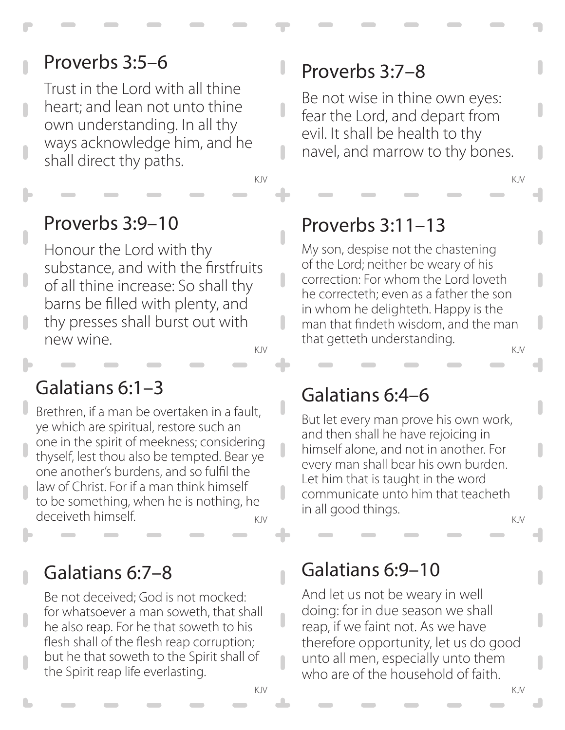## Proverbs 3:5–6

Trust in the Lord with all thine heart; and lean not unto thine own understanding. In all thy ways acknowledge him, and he shall direct thy paths.

KJV

## Proverbs 3:7–8

Be not wise in thine own eyes: fear the Lord, and depart from evil. It shall be health to thy navel, and marrow to thy bones.

KJV

## Proverbs 3:9–10

Honour the Lord with thy substance, and with the firstfruits of all thine increase: So shall thy barns be filled with plenty, and thy presses shall burst out with new wine.

KJV

## Proverbs 3:11–13

My son, despise not the chastening of the Lord; neither be weary of his correction: For whom the Lord loveth he correcteth; even as a father the son in whom he delighteth. Happy is the man that findeth wisdom, and the man that getteth understanding.

KJV

## Galatians 6:1–3

Brethren, if a man be overtaken in a fault, ye which are spiritual, restore such an one in the spirit of meekness; considering thyself, lest thou also be tempted. Bear ye one another's burdens, and so fulfil the law of Christ. For if a man think himself to be something, when he is nothing, he deceiveth himself.

KJV

## Galatians 6:4–6

But let every man prove his own work, and then shall he have rejoicing in himself alone, and not in another. For every man shall bear his own burden. Let him that is taught in the word communicate unto him that teacheth in all good things.

KJV

## Galatians 6:7–8

Be not deceived; God is not mocked: for whatsoever a man soweth, that shall he also reap. For he that soweth to his flesh shall of the flesh reap corruption; but he that soweth to the Spirit shall of the Spirit reap life everlasting.

KJV

## Galatians 6:9–10

And let us not be weary in well doing: for in due season we shall reap, if we faint not. As we have therefore opportunity, let us do good unto all men, especially unto them who are of the household of faith.

KJV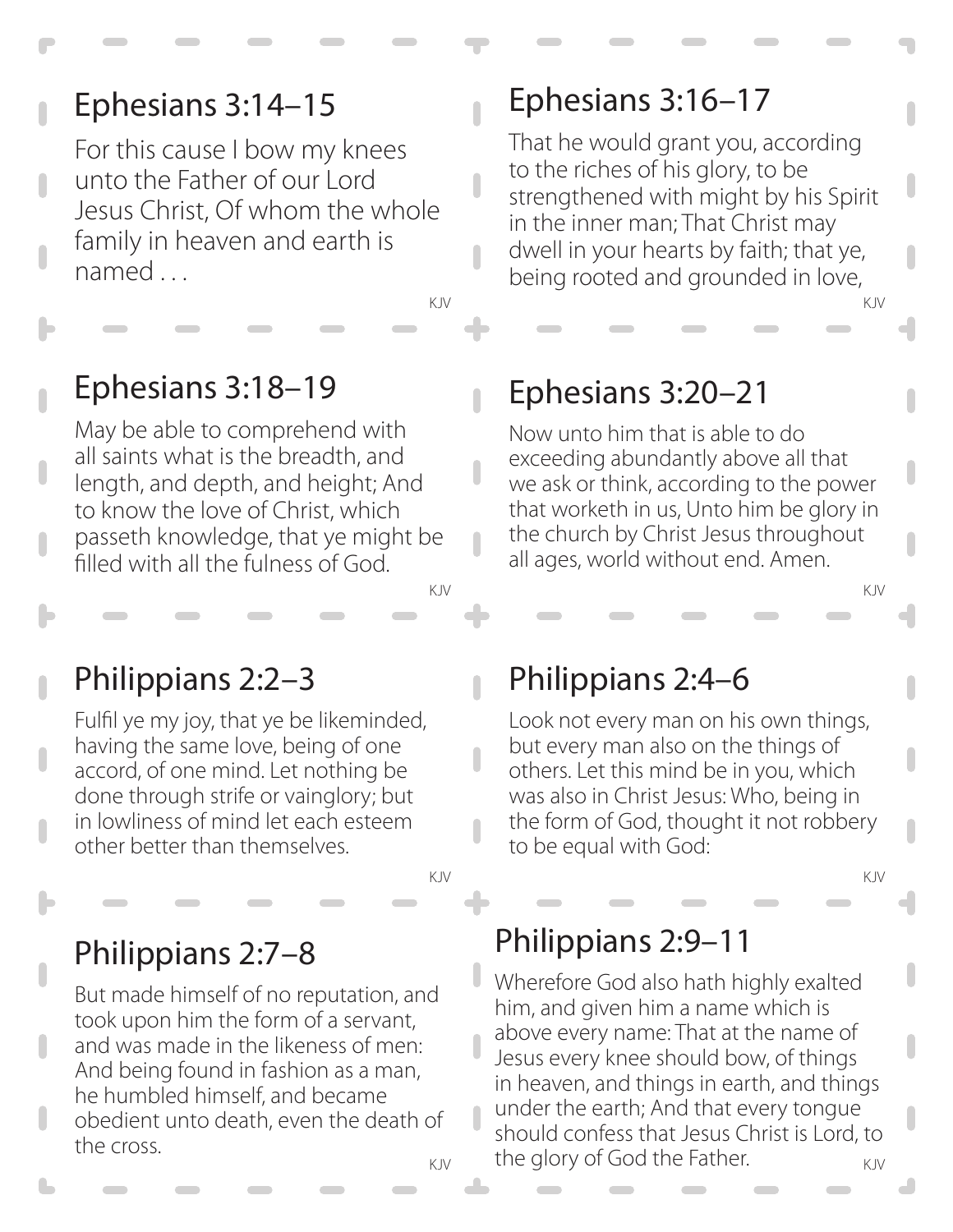## Ephesians 3:14–15

For this cause I bow my knees unto the Father of our Lord Jesus Christ, Of whom the whole family in heaven and earth is named . . .

KJV

## Ephesians 3:16–17

That he would grant you, according to the riches of his glory, to be strengthened with might by his Spirit in the inner man; That Christ may dwell in your hearts by faith; that ye, being rooted and grounded in love,

KJV

## Ephesians 3:18–19

May be able to comprehend with all saints what is the breadth, and length, and depth, and height; And to know the love of Christ, which passeth knowledge, that ye might be filled with all the fulness of God.

KJV

## Ephesians 3:20–21

Now unto him that is able to do exceeding abundantly above all that we ask or think, according to the power that worketh in us, Unto him be glory in the church by Christ Jesus throughout all ages, world without end. Amen.

KJV

## Philippians 2:2–3

Fulfil ye my joy, that ye be likeminded, having the same love, being of one accord, of one mind. Let nothing be done through strife or vainglory; but in lowliness of mind let each esteem other better than themselves.

KJV

## Philippians 2:4–6

Look not every man on his own things, but every man also on the things of others. Let this mind be in you, which was also in Christ Jesus: Who, being in the form of God, thought it not robbery to be equal with God:

KJV

## Philippians 2:7–8

But made himself of no reputation, and took upon him the form of a servant, and was made in the likeness of men: And being found in fashion as a man, he humbled himself, and became obedient unto death, even the death of the cross.

KJV

## Philippians 2:9–11

Wherefore God also hath highly exalted him, and given him a name which is above every name: That at the name of Jesus every knee should bow, of things in heaven, and things in earth, and things under the earth; And that every tongue should confess that Jesus Christ is Lord, to the glory of God the Father.

KJV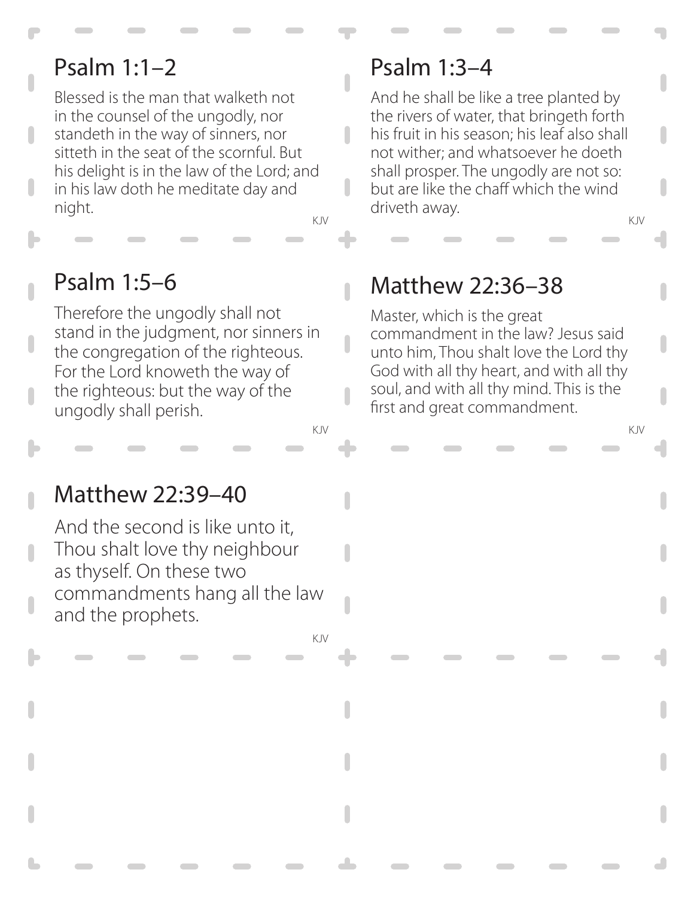## Psalm 1:1–2

Blessed is the man that walketh not in the counsel of the ungodly, nor standeth in the way of sinners, nor sitteth in the seat of the scornful. But his delight is in the law of the Lord; and in his law doth he meditate day and night.

KJV

## Psalm 1:3–4

And he shall be like a tree planted by the rivers of water, that bringeth forth his fruit in his season; his leaf also shall not wither; and whatsoever he doeth shall prosper. The ungodly are not so: but are like the chaff which the wind driveth away.

KJV

## Psalm 1:5–6

Therefore the ungodly shall not stand in the judgment, nor sinners in the congregation of the righteous. For the Lord knoweth the way of the righteous: but the way of the ungodly shall perish.

KJV

## Matthew 22:36–38

Master, which is the great commandment in the law? Jesus said unto him, Thou shalt love the Lord thy God with all thy heart, and with all thy soul, and with all thy mind. This is the first and great commandment.

KJV

## Matthew 22:39–40

And the second is like unto it, Thou shalt love thy neighbour as thyself. On these two commandments hang all the law and the prophets.

KJV